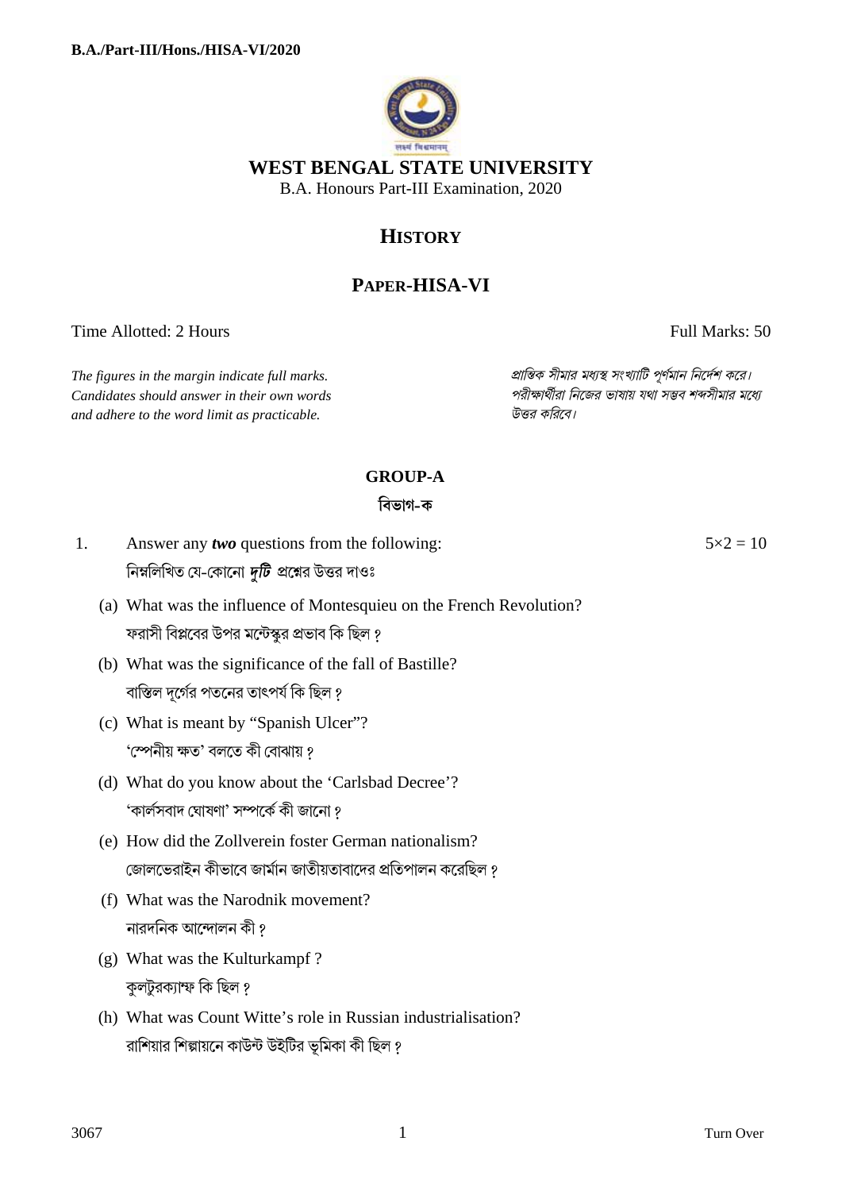B.A./Part-III/Hons./HISA-VI/2020

# WEST BENGAL STATE UNIVERSITY

B.A. Honours Part-III Examination, 2020

## HISTORY

## PAPER-HISA-VI

Time Allotted: 2 Hours | Full Marks: 50

*The figures in the margin indicate full marks. Candidates should answer in their own words and adhere to the word limit as practicable.*

*প্রান্তিক সীমার মধ্যস্থ সংখ্যাটি পূর্ণমান নির্দেশ করে। পরীক্ষার্থীরা নিজের ভাষায় যথা সম্ভব শব্দসীমার মধ্যে উত্তর করিবে।*

### GROUP-A

### বিভাগ-ক

1. Answer any ***two*** questions from the following: $5 \times 2 = 10$

   নিম্নলিখিত যে-কোনো ***দুটি*** প্রশ্নের উত্তর দাওঃ

   (a) What was the influence of Montesquieu on the French Revolution?
   ফরাসী বিপ্লবের উপর মন্টেস্কুর প্রভাব কি ছিল ?

   (b) What was the significance of the fall of Bastille?
   বাস্তিল দূর্গের পতনের তাৎপর্য কি ছিল ?

   (c) What is meant by "Spanish Ulcer"?
   'স্পেনীয় ক্ষত' বলতে কী বোঝায় ?

   (d) What do you know about the 'Carlsbad Decree'?
   'কার্লসবাদ ঘোষণা' সম্পর্কে কী জানো ?

   (e) How did the Zollverein foster German nationalism?
   জোলভেরাইন কীভাবে জার্মান জাতীয়তাবাদের প্রতিপালন করেছিল ?

   (f) What was the Narodnik movement?
   নারদনিক আন্দোলন কী ?

   (g) What was the Kulturkampf ?
   কুলটুরক্যাম্ফ কি ছিল ?

   (h) What was Count Witte's role in Russian industrialisation?
   রাশিয়ার শিল্পায়নে কাউন্ট উইটির ভূমিকা কী ছিল ?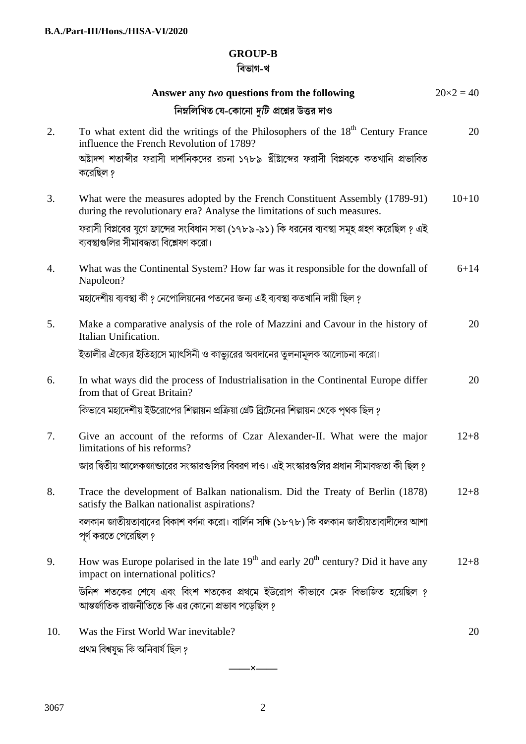## GROUP-B

## বিভাগ-খ

**Answer any *two* questions from the following** $20 \times 2 = 40$

**নিম্নলিখিত যে-কোনো *দুটি* প্রশ্নের উত্তর দাও**

2. To what extent did the writings of the Philosophers of the 18th Century France influence the French Revolution of 1789? — 20

   অষ্টাদশ শতাব্দীর ফরাসী দার্শনিকদের রচনা ১৭৮৯ খ্রীষ্টাব্দের ফরাসী বিপ্লবকে কতখানি প্রভাবিত করেছিল ?

3. What were the measures adopted by the French Constituent Assembly (1789-91) during the revolutionary era? Analyse the limitations of such measures. — 10+10

   ফরাসী বিপ্লবের যুগে ফ্রান্সের সংবিধান সভা (১৭৮৯-৯১) কি ধরনের ব্যবস্থা সমূহ গ্রহণ করেছিল ? এই ব্যবস্থাগুলির সীমাবদ্ধতা বিশ্লেষণ করো।

4. What was the Continental System? How far was it responsible for the downfall of Napoleon? — 6+14

   মহাদেশীয় ব্যবস্থা কী ? নেপোলিয়নের পতনের জন্য এই ব্যবস্থা কতখানি দায়ী ছিল ?

5. Make a comparative analysis of the role of Mazzini and Cavour in the history of Italian Unification. — 20

   ইতালীর ঐক্যের ইতিহাসে ম্যাৎসিনী ও কাভুরের অবদানের তুলনামূলক আলোচনা করো।

6. In what ways did the process of Industrialisation in the Continental Europe differ from that of Great Britain? — 20

   কিভাবে মহাদেশীয় ইউরোপের শিল্পায়ন প্রক্রিয়া গ্রেট ব্রিটেনের শিল্পায়ন থেকে পৃথক ছিল ?

7. Give an account of the reforms of Czar Alexander-II. What were the major limitations of his reforms? — 12+8

   জার দ্বিতীয় আলেকজান্ডারের সংস্কারগুলির বিবরণ দাও। এই সংস্কারগুলির প্রধান সীমাবদ্ধতা কী ছিল ?

8. Trace the development of Balkan nationalism. Did the Treaty of Berlin (1878) satisfy the Balkan nationalist aspirations? — 12+8

   বলকান জাতীয়তাবাদের বিকাশ বর্ণনা করো। বার্লিন সন্ধি (১৮৭৮) কি বলকান জাতীয়তাবাদীদের আশা পূর্ণ করতে পেরেছিল ?

9. How was Europe polarised in the late 19th and early 20th century? Did it have any impact on international politics? — 12+8

   উনিশ শতকের শেষে এবং বিংশ শতকের প্রথমে ইউরোপ কীভাবে মেরু বিভাজিত হয়েছিল ? আন্তর্জাতিক রাজনীতিতে কি এর কোনো প্রভাব পড়েছিল ?

10. Was the First World War inevitable? — 20

    প্রথম বিশ্বযুদ্ধ কি অনিবার্য ছিল ?

——×——